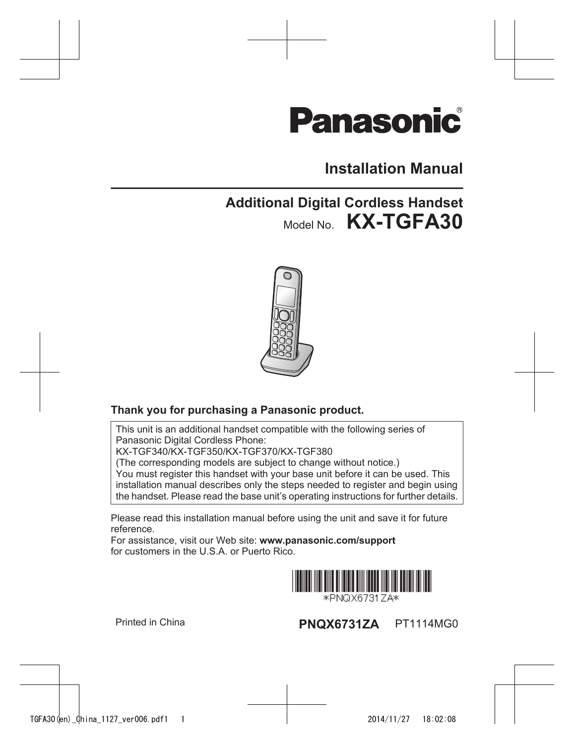# Panasonic

## Installation Manual

### Additional Digital Cordless Handset

Model No. **KX-TGFA30**

**Thank you for purchasing a Panasonic product.**

This unit is an additional handset compatible with the following series of Panasonic Digital Cordless Phone:
KX-TGF340/KX-TGF350/KX-TGF370/KX-TGF380
(The corresponding models are subject to change without notice.)
You must register this handset with your base unit before it can be used. This installation manual describes only the steps needed to register and begin using the handset. Please read the base unit's operating instructions for further details.

Please read this installation manual before using the unit and save it for future reference.
For assistance, visit our Web site: **www.panasonic.com/support** for customers in the U.S.A. or Puerto Rico.

*PNQX6731ZA*

Printed in China **PNQX6731ZA** PT1114MG0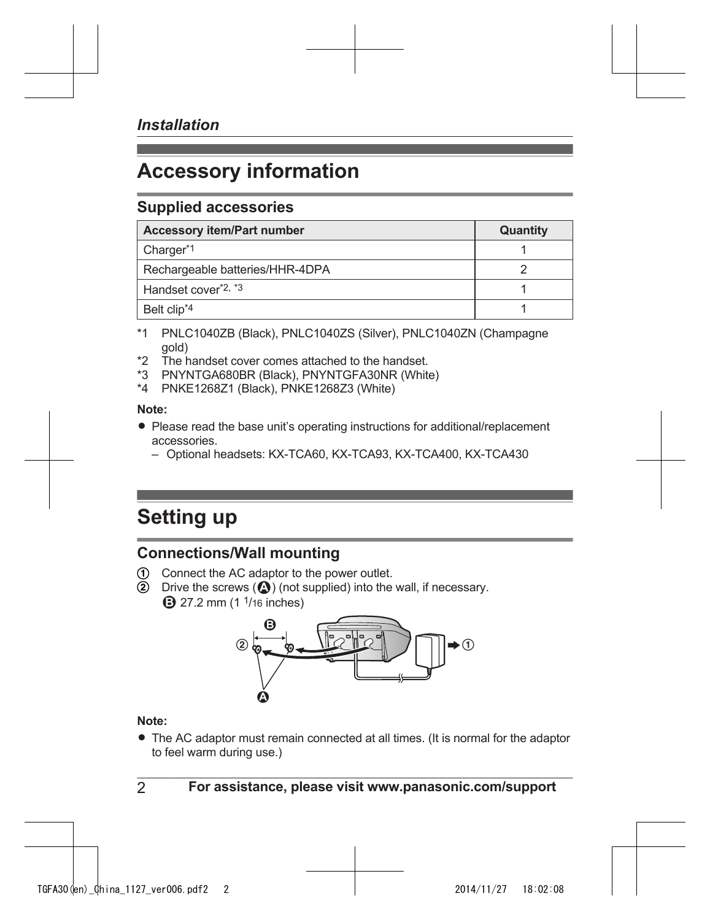*Installation*

# Accessory information

## Supplied accessories

| Accessory item/Part number | Quantity |
|---|---|
| Charger*1 | 1 |
| Rechargeable batteries/HHR-4DPA | 2 |
| Handset cover*2, *3 | 1 |
| Belt clip*4 | 1 |

*1 PNLC1040ZB (Black), PNLC1040ZS (Silver), PNLC1040ZN (Champagne gold)
*2 The handset cover comes attached to the handset.
*3 PNYNTGA680BR (Black), PNYNTGFA30NR (White)
*4 PNKE1268Z1 (Black), PNKE1268Z3 (White)

**Note:**

- Please read the base unit's operating instructions for additional/replacement accessories.
  – Optional headsets: KX-TCA60, KX-TCA93, KX-TCA400, KX-TCA430

# Setting up

## Connections/Wall mounting

① Connect the AC adaptor to the power outlet.
② Drive the screws (A) (not supplied) into the wall, if necessary.
B 27.2 mm (1 1/16 inches)

**Note:**

- The AC adaptor must remain connected at all times. (It is normal for the adaptor to feel warm during use.)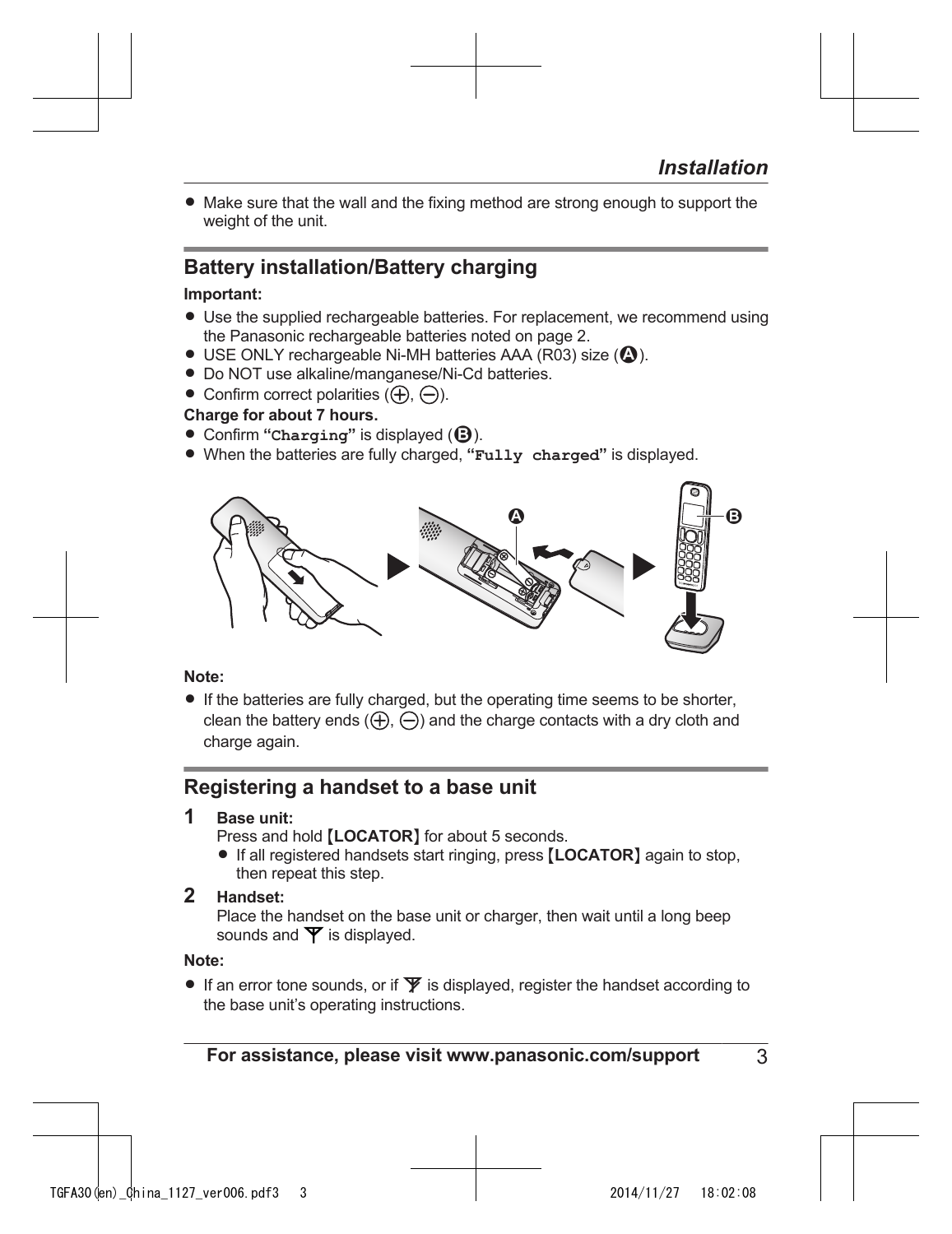- Make sure that the wall and the fixing method are strong enough to support the weight of the unit.

## Battery installation/Battery charging

**Important:**

- Use the supplied rechargeable batteries. For replacement, we recommend using the Panasonic rechargeable batteries noted on page 2.
- USE ONLY rechargeable Ni-MH batteries AAA (R03) size (A).
- Do NOT use alkaline/manganese/Ni-Cd batteries.
- Confirm correct polarities (⊕, ⊖).

**Charge for about 7 hours.**

- Confirm **"Charging"** is displayed (B).
- When the batteries are fully charged, **"Fully charged"** is displayed.

**Note:**

- If the batteries are fully charged, but the operating time seems to be shorter, clean the battery ends (⊕, ⊖) and the charge contacts with a dry cloth and charge again.

## Registering a handset to a base unit

**1 Base unit:**
Press and hold **【LOCATOR】** for about 5 seconds.
- If all registered handsets start ringing, press **【LOCATOR】** again to stop, then repeat this step.

**2 Handset:**
Place the handset on the base unit or charger, then wait until a long beep sounds and Ÿ is displayed.

**Note:**

- If an error tone sounds, or if Ÿ is displayed, register the handset according to the base unit's operating instructions.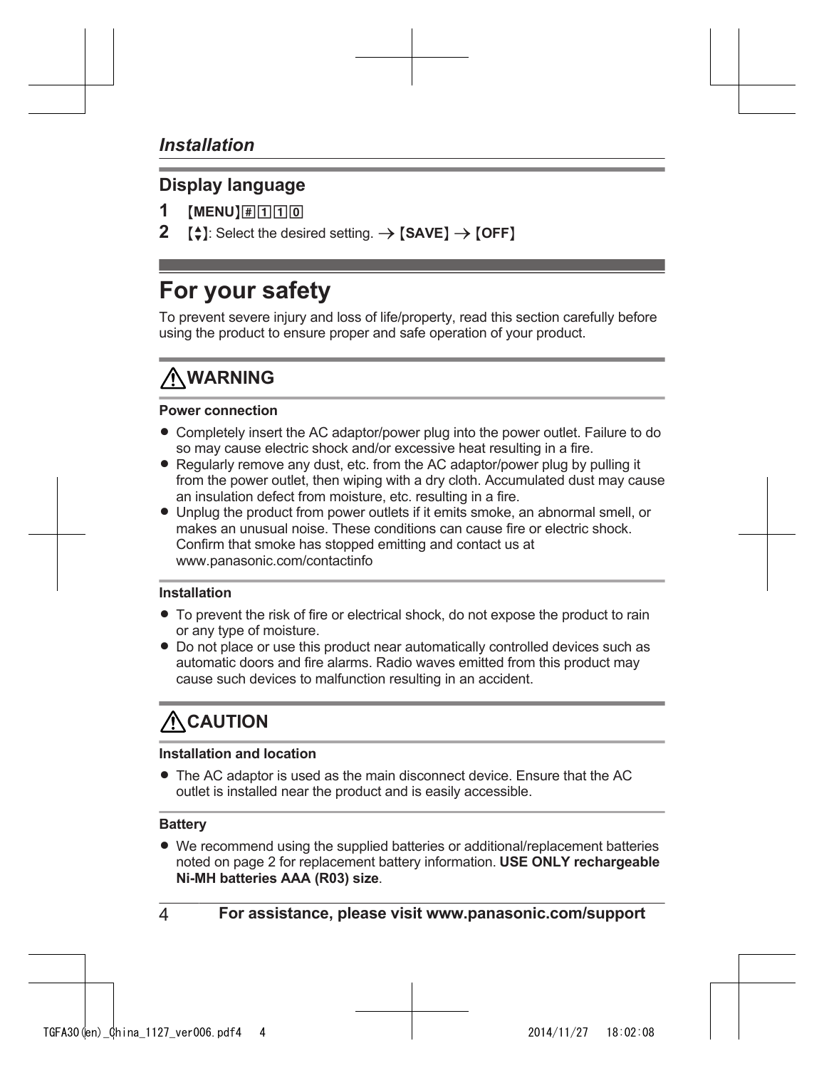*Installation*

## Display language

1. 【MENU】#110
2. 【▲▼】: Select the desired setting. → 【SAVE】 → 【OFF】

# For your safety

To prevent severe injury and loss of life/property, read this section carefully before using the product to ensure proper and safe operation of your product.

## ⚠WARNING

**Power connection**

- Completely insert the AC adaptor/power plug into the power outlet. Failure to do so may cause electric shock and/or excessive heat resulting in a fire.
- Regularly remove any dust, etc. from the AC adaptor/power plug by pulling it from the power outlet, then wiping with a dry cloth. Accumulated dust may cause an insulation defect from moisture, etc. resulting in a fire.
- Unplug the product from power outlets if it emits smoke, an abnormal smell, or makes an unusual noise. These conditions can cause fire or electric shock. Confirm that smoke has stopped emitting and contact us at www.panasonic.com/contactinfo

**Installation**

- To prevent the risk of fire or electrical shock, do not expose the product to rain or any type of moisture.
- Do not place or use this product near automatically controlled devices such as automatic doors and fire alarms. Radio waves emitted from this product may cause such devices to malfunction resulting in an accident.

## ⚠CAUTION

**Installation and location**

- The AC adaptor is used as the main disconnect device. Ensure that the AC outlet is installed near the product and is easily accessible.

**Battery**

- We recommend using the supplied batteries or additional/replacement batteries noted on page 2 for replacement battery information. **USE ONLY rechargeable Ni-MH batteries AAA (R03) size**.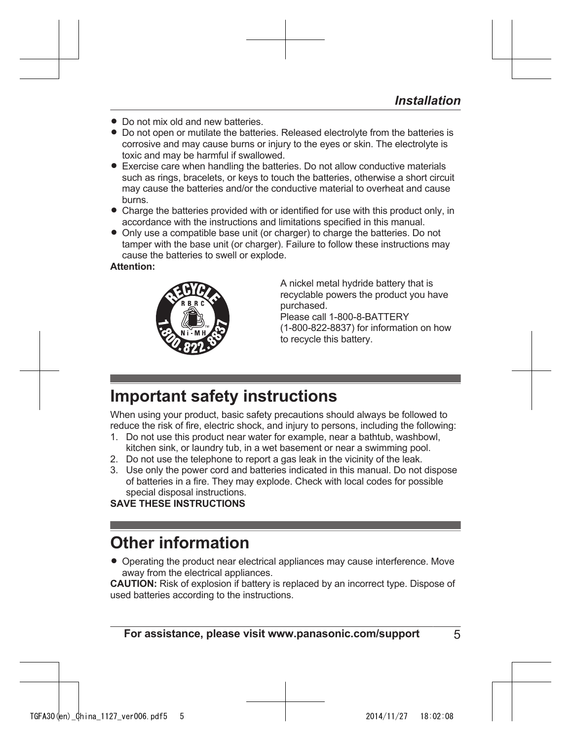- Do not mix old and new batteries.
- Do not open or mutilate the batteries. Released electrolyte from the batteries is corrosive and may cause burns or injury to the eyes or skin. The electrolyte is toxic and may be harmful if swallowed.
- Exercise care when handling the batteries. Do not allow conductive materials such as rings, bracelets, or keys to touch the batteries, otherwise a short circuit may cause the batteries and/or the conductive material to overheat and cause burns.
- Charge the batteries provided with or identified for use with this product only, in accordance with the instructions and limitations specified in this manual.
- Only use a compatible base unit (or charger) to charge the batteries. Do not tamper with the base unit (or charger). Failure to follow these instructions may cause the batteries to swell or explode.

**Attention:**

A nickel metal hydride battery that is recyclable powers the product you have purchased.
Please call 1-800-8-BATTERY (1-800-822-8837) for information on how to recycle this battery.

# Important safety instructions

When using your product, basic safety precautions should always be followed to reduce the risk of fire, electric shock, and injury to persons, including the following:

1. Do not use this product near water for example, near a bathtub, washbowl, kitchen sink, or laundry tub, in a wet basement or near a swimming pool.
2. Do not use the telephone to report a gas leak in the vicinity of the leak.
3. Use only the power cord and batteries indicated in this manual. Do not dispose of batteries in a fire. They may explode. Check with local codes for possible special disposal instructions.

**SAVE THESE INSTRUCTIONS**

# Other information

- Operating the product near electrical appliances may cause interference. Move away from the electrical appliances.

**CAUTION:** Risk of explosion if battery is replaced by an incorrect type. Dispose of used batteries according to the instructions.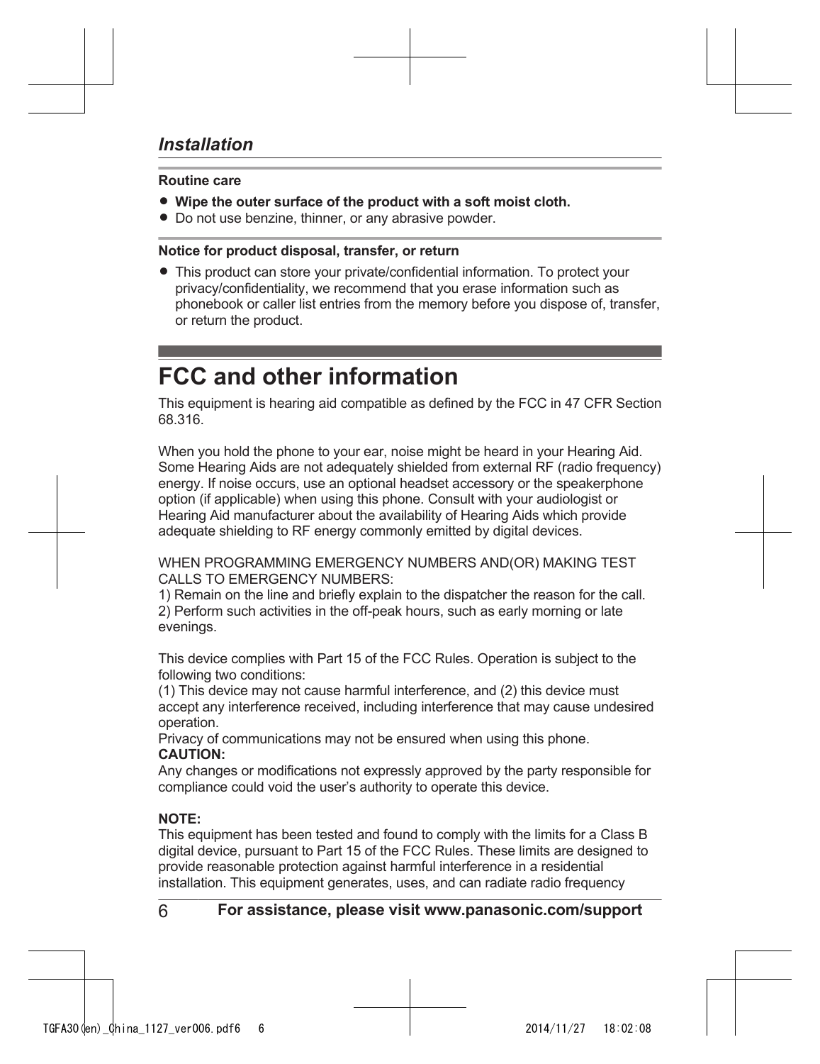*Installation*

**Routine care**

- **Wipe the outer surface of the product with a soft moist cloth.**
- Do not use benzine, thinner, or any abrasive powder.

**Notice for product disposal, transfer, or return**

- This product can store your private/confidential information. To protect your privacy/confidentiality, we recommend that you erase information such as phonebook or caller list entries from the memory before you dispose of, transfer, or return the product.

# FCC and other information

This equipment is hearing aid compatible as defined by the FCC in 47 CFR Section 68.316.

When you hold the phone to your ear, noise might be heard in your Hearing Aid. Some Hearing Aids are not adequately shielded from external RF (radio frequency) energy. If noise occurs, use an optional headset accessory or the speakerphone option (if applicable) when using this phone. Consult with your audiologist or Hearing Aid manufacturer about the availability of Hearing Aids which provide adequate shielding to RF energy commonly emitted by digital devices.

WHEN PROGRAMMING EMERGENCY NUMBERS AND(OR) MAKING TEST CALLS TO EMERGENCY NUMBERS:
1) Remain on the line and briefly explain to the dispatcher the reason for the call.
2) Perform such activities in the off-peak hours, such as early morning or late evenings.

This device complies with Part 15 of the FCC Rules. Operation is subject to the following two conditions:
(1) This device may not cause harmful interference, and (2) this device must accept any interference received, including interference that may cause undesired operation.
Privacy of communications may not be ensured when using this phone.
**CAUTION:**
Any changes or modifications not expressly approved by the party responsible for compliance could void the user's authority to operate this device.

**NOTE:**
This equipment has been tested and found to comply with the limits for a Class B digital device, pursuant to Part 15 of the FCC Rules. These limits are designed to provide reasonable protection against harmful interference in a residential installation. This equipment generates, uses, and can radiate radio frequency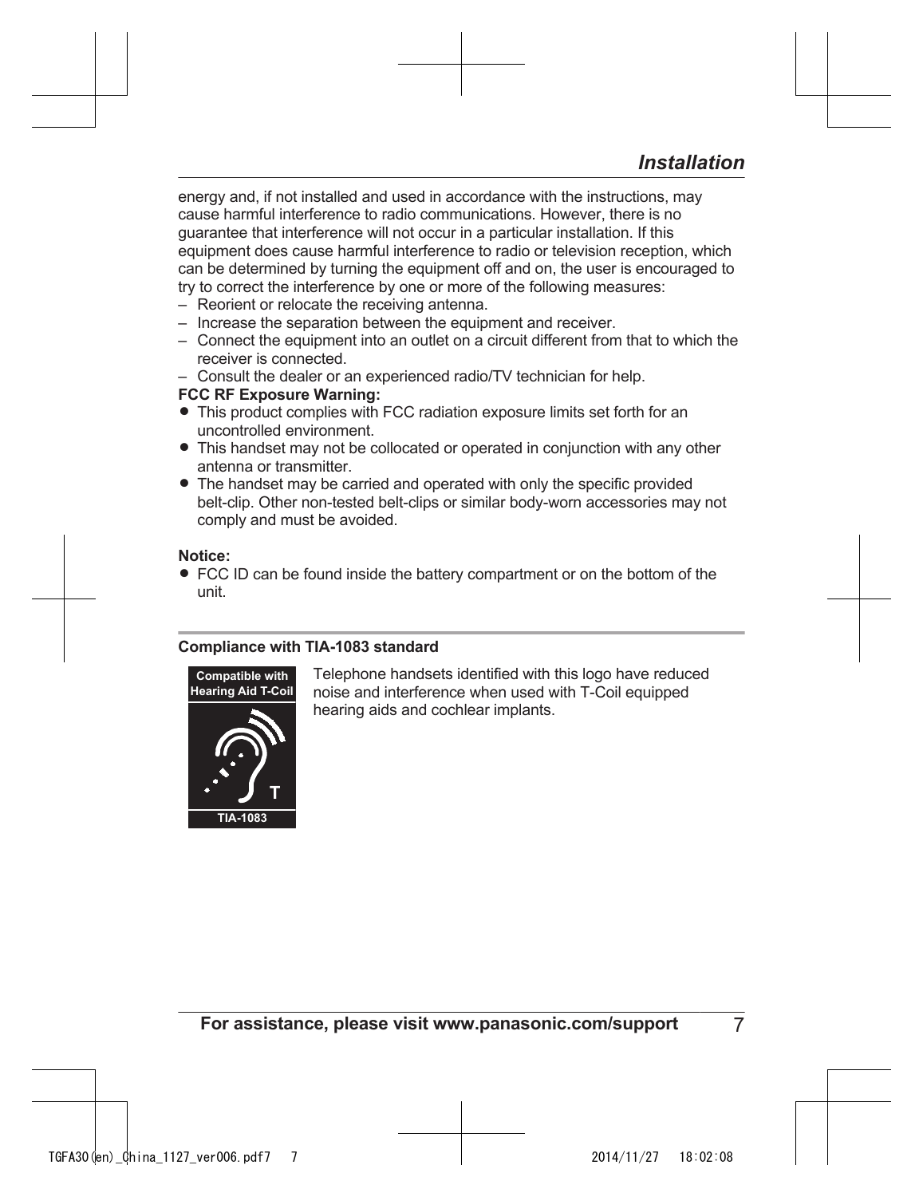energy and, if not installed and used in accordance with the instructions, may cause harmful interference to radio communications. However, there is no guarantee that interference will not occur in a particular installation. If this equipment does cause harmful interference to radio or television reception, which can be determined by turning the equipment off and on, the user is encouraged to try to correct the interference by one or more of the following measures:

- Reorient or relocate the receiving antenna.
- Increase the separation between the equipment and receiver.
- Connect the equipment into an outlet on a circuit different from that to which the receiver is connected.
- Consult the dealer or an experienced radio/TV technician for help.

**FCC RF Exposure Warning:**

- This product complies with FCC radiation exposure limits set forth for an uncontrolled environment.
- This handset may not be collocated or operated in conjunction with any other antenna or transmitter.
- The handset may be carried and operated with only the specific provided belt-clip. Other non-tested belt-clips or similar body-worn accessories may not comply and must be avoided.

**Notice:**

- FCC ID can be found inside the battery compartment or on the bottom of the unit.

**Compliance with TIA-1083 standard**

Compatible with Hearing Aid T-Coil

T

TIA-1083

Telephone handsets identified with this logo have reduced noise and interference when used with T-Coil equipped hearing aids and cochlear implants.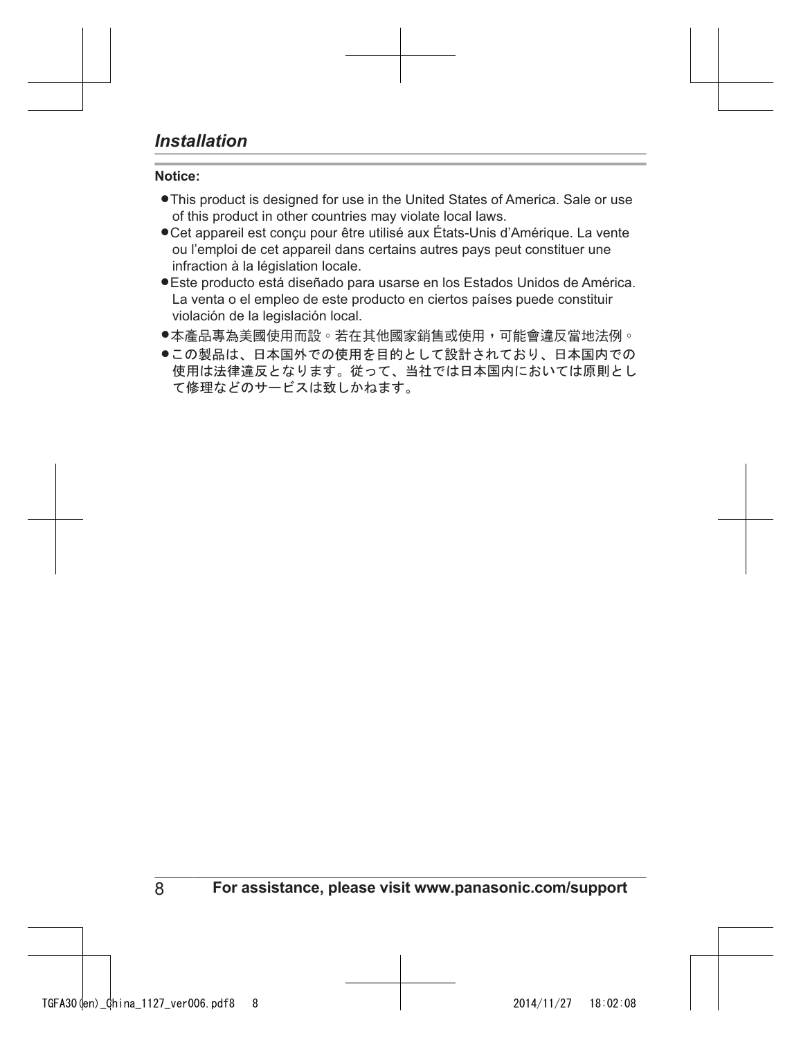## *Installation*

**Notice:**

- This product is designed for use in the United States of America. Sale or use of this product in other countries may violate local laws.
- Cet appareil est conçu pour être utilisé aux États-Unis d'Amérique. La vente ou l'emploi de cet appareil dans certains autres pays peut constituer une infraction à la législation locale.
- Este producto está diseñado para usarse en los Estados Unidos de América. La venta o el empleo de este producto en ciertos países puede constituir violación de la legislación local.
- 本產品專為美國使用而設。若在其他國家銷售或使用，可能會違反當地法例。
- この製品は、日本国外での使用を目的として設計されており、日本国内での使用は法律違反となります。従って、当社では日本国内においては原則として修理などのサービスは致しかねます。

**For assistance, please visit www.panasonic.com/support**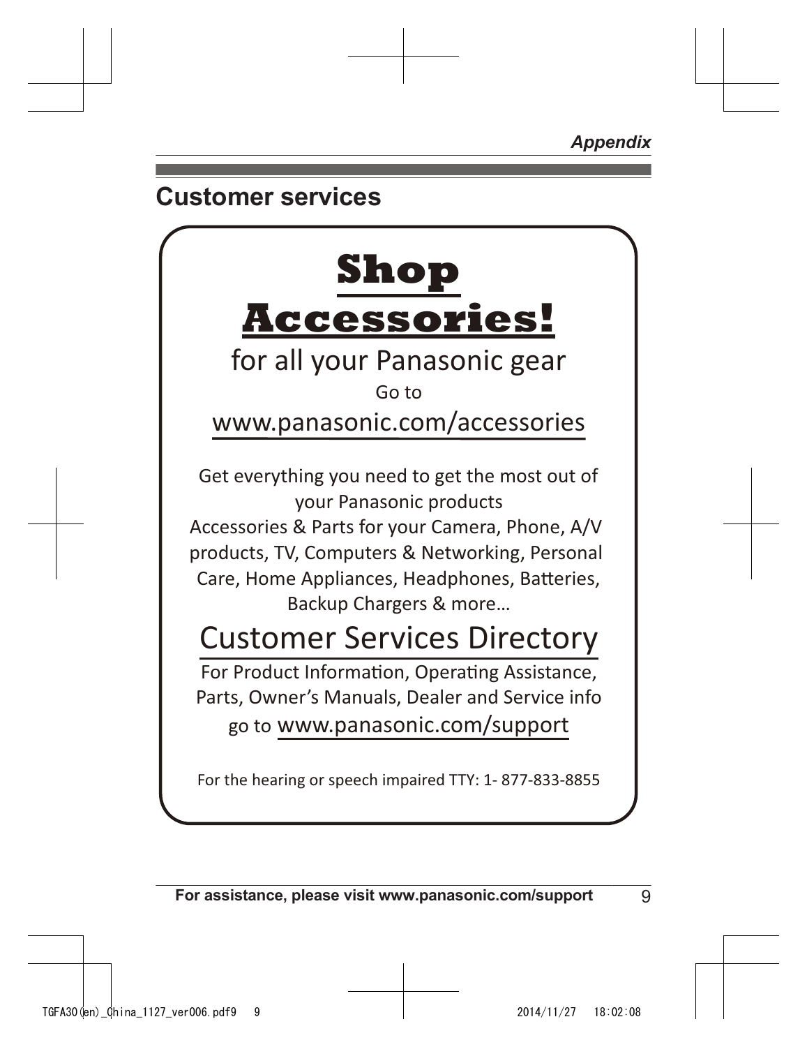## Customer services

# Shop Accessories!

for all your Panasonic gear

Go to

www.panasonic.com/accessories

Get everything you need to get the most out of your Panasonic products

Accessories & Parts for your Camera, Phone, A/V products, TV, Computers & Networking, Personal Care, Home Appliances, Headphones, Batteries, Backup Chargers & more…

## Customer Services Directory

For Product Information, Operating Assistance, Parts, Owner's Manuals, Dealer and Service info go to www.panasonic.com/support

For the hearing or speech impaired TTY: 1- 877-833-8855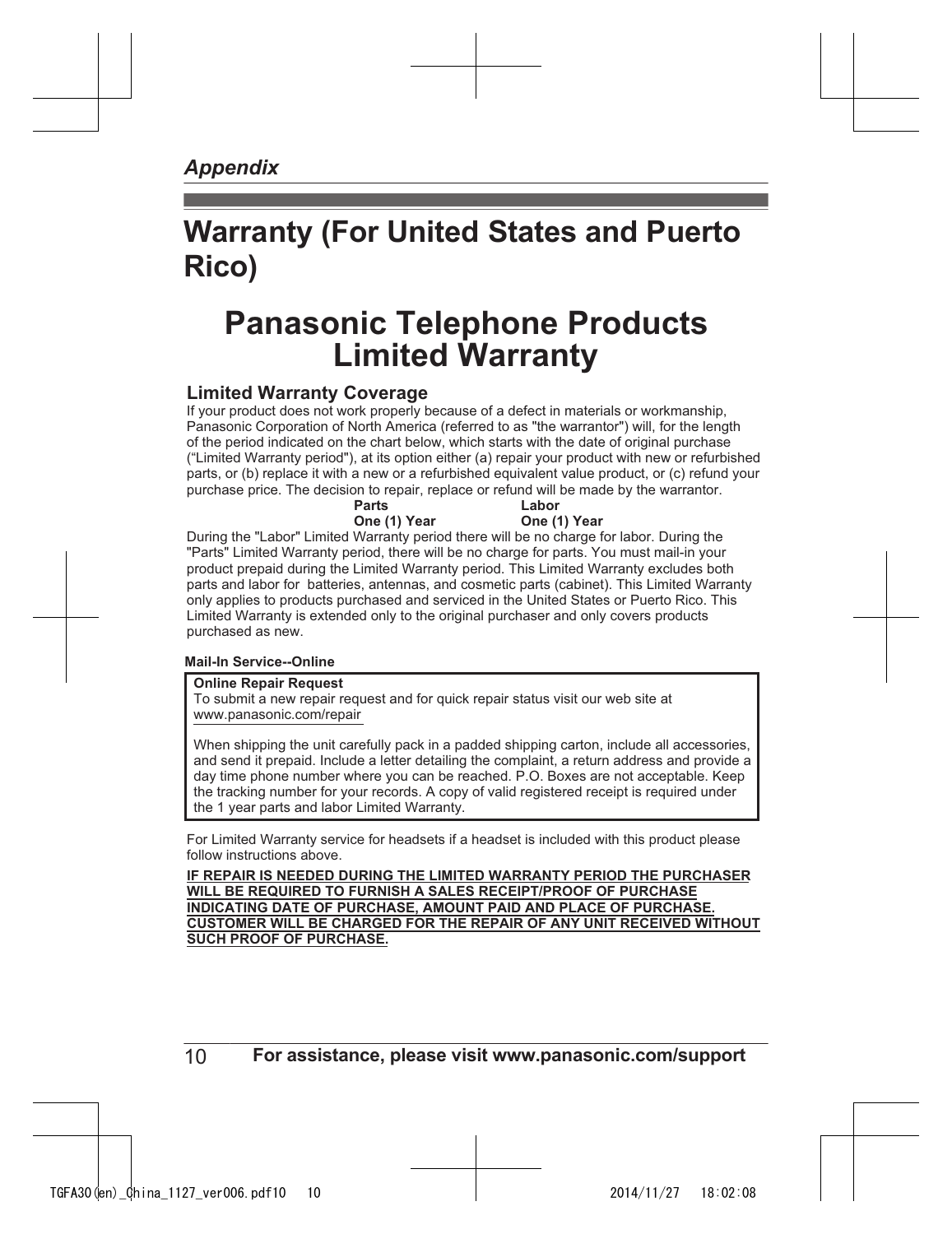*Appendix*

# Warranty (For United States and Puerto Rico)

## Panasonic Telephone Products Limited Warranty

### Limited Warranty Coverage

If your product does not work properly because of a defect in materials or workmanship, Panasonic Corporation of North America (referred to as "the warrantor") will, for the length of the period indicated on the chart below, which starts with the date of original purchase ("Limited Warranty period"), at its option either (a) repair your product with new or refurbished parts, or (b) replace it with a new or a refurbished equivalent value product, or (c) refund your purchase price. The decision to repair, replace or refund will be made by the warrantor.

| Parts | Labor |
|---|---|
| One (1) Year | One (1) Year |

During the "Labor" Limited Warranty period there will be no charge for labor. During the "Parts" Limited Warranty period, there will be no charge for parts. You must mail-in your product prepaid during the Limited Warranty period. This Limited Warranty excludes both parts and labor for batteries, antennas, and cosmetic parts (cabinet). This Limited Warranty only applies to products purchased and serviced in the United States or Puerto Rico. This Limited Warranty is extended only to the original purchaser and only covers products purchased as new.

**Mail-In Service--Online**

**Online Repair Request**
To submit a new repair request and for quick repair status visit our web site at www.panasonic.com/repair

When shipping the unit carefully pack in a padded shipping carton, include all accessories, and send it prepaid. Include a letter detailing the complaint, a return address and provide a day time phone number where you can be reached. P.O. Boxes are not acceptable. Keep the tracking number for your records. A copy of valid registered receipt is required under the 1 year parts and labor Limited Warranty.

For Limited Warranty service for headsets if a headset is included with this product please follow instructions above.

**IF REPAIR IS NEEDED DURING THE LIMITED WARRANTY PERIOD THE PURCHASER WILL BE REQUIRED TO FURNISH A SALES RECEIPT/PROOF OF PURCHASE INDICATING DATE OF PURCHASE, AMOUNT PAID AND PLACE OF PURCHASE. CUSTOMER WILL BE CHARGED FOR THE REPAIR OF ANY UNIT RECEIVED WITHOUT SUCH PROOF OF PURCHASE.**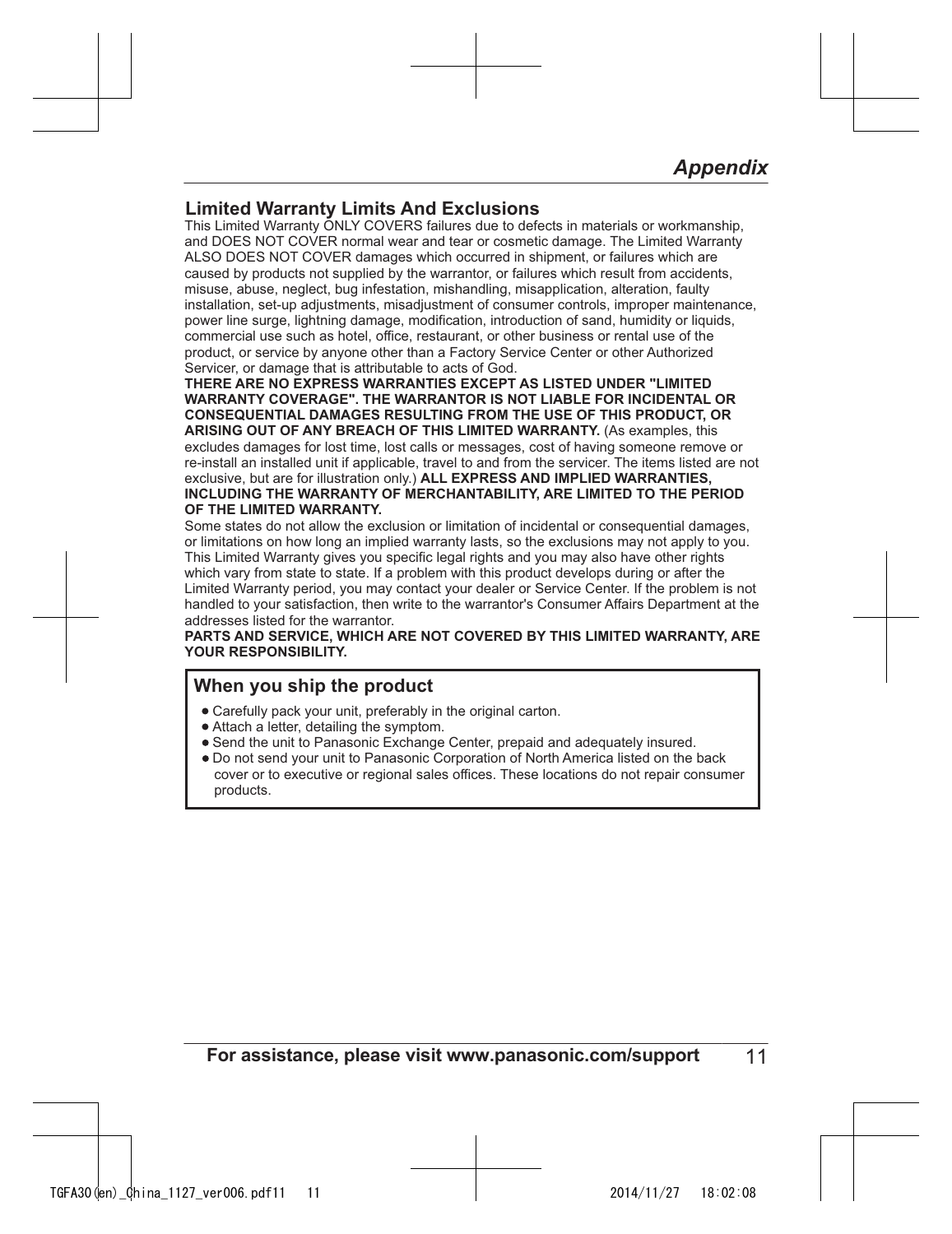## Limited Warranty Limits And Exclusions

This Limited Warranty ONLY COVERS failures due to defects in materials or workmanship, and DOES NOT COVER normal wear and tear or cosmetic damage. The Limited Warranty ALSO DOES NOT COVER damages which occurred in shipment, or failures which are caused by products not supplied by the warrantor, or failures which result from accidents, misuse, abuse, neglect, bug infestation, mishandling, misapplication, alteration, faulty installation, set-up adjustments, misadjustment of consumer controls, improper maintenance, power line surge, lightning damage, modification, introduction of sand, humidity or liquids, commercial use such as hotel, office, restaurant, or other business or rental use of the product, or service by anyone other than a Factory Service Center or other Authorized Servicer, or damage that is attributable to acts of God.

**THERE ARE NO EXPRESS WARRANTIES EXCEPT AS LISTED UNDER "LIMITED WARRANTY COVERAGE". THE WARRANTOR IS NOT LIABLE FOR INCIDENTAL OR CONSEQUENTIAL DAMAGES RESULTING FROM THE USE OF THIS PRODUCT, OR ARISING OUT OF ANY BREACH OF THIS LIMITED WARRANTY.** (As examples, this excludes damages for lost time, lost calls or messages, cost of having someone remove or re-install an installed unit if applicable, travel to and from the servicer. The items listed are not exclusive, but are for illustration only.) **ALL EXPRESS AND IMPLIED WARRANTIES, INCLUDING THE WARRANTY OF MERCHANTABILITY, ARE LIMITED TO THE PERIOD OF THE LIMITED WARRANTY.**

Some states do not allow the exclusion or limitation of incidental or consequential damages, or limitations on how long an implied warranty lasts, so the exclusions may not apply to you. This Limited Warranty gives you specific legal rights and you may also have other rights which vary from state to state. If a problem with this product develops during or after the Limited Warranty period, you may contact your dealer or Service Center. If the problem is not handled to your satisfaction, then write to the warrantor's Consumer Affairs Department at the addresses listed for the warrantor.

**PARTS AND SERVICE, WHICH ARE NOT COVERED BY THIS LIMITED WARRANTY, ARE YOUR RESPONSIBILITY.**

### When you ship the product

- Carefully pack your unit, preferably in the original carton.
- Attach a letter, detailing the symptom.
- Send the unit to Panasonic Exchange Center, prepaid and adequately insured.
- Do not send your unit to Panasonic Corporation of North America listed on the back cover or to executive or regional sales offices. These locations do not repair consumer products.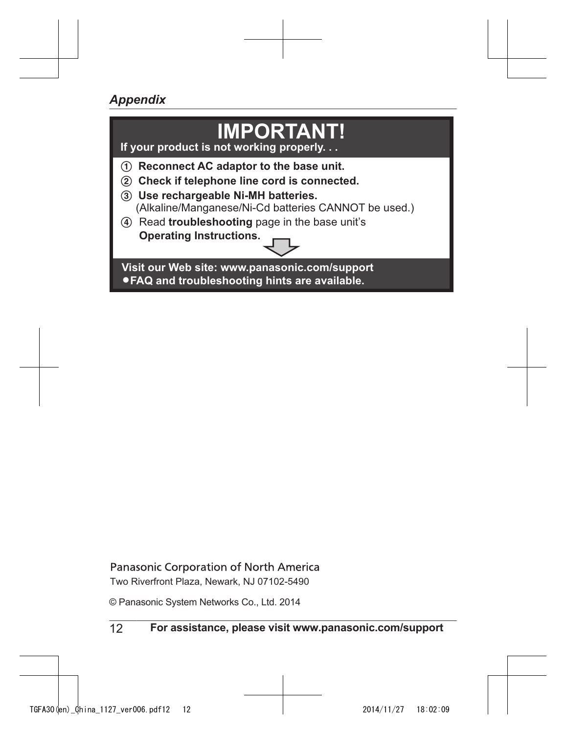*Appendix*

# IMPORTANT!

**If your product is not working properly. . .**

① **Reconnect AC adaptor to the base unit.**

② **Check if telephone line cord is connected.**

③ **Use rechargeable Ni-MH batteries.**
(Alkaline/Manganese/Ni-Cd batteries CANNOT be used.)

④ Read **troubleshooting** page in the base unit's **Operating Instructions.**

**Visit our Web site: www.panasonic.com/support**

- **FAQ and troubleshooting hints are available.**

Panasonic Corporation of North America
Two Riverfront Plaza, Newark, NJ 07102-5490

© Panasonic System Networks Co., Ltd. 2014

**For assistance, please visit www.panasonic.com/support**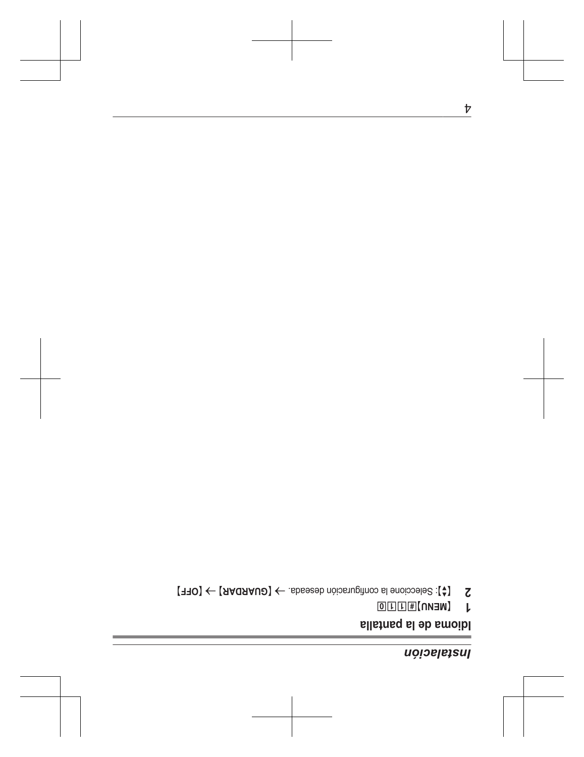## *Instalación*

### Idioma de la pantalla

**1** **[MENU]** # 1 1 0

**2** **[**▲▼**]**: Seleccione la configuración deseada. → **[GUARDAR]** → **[OFF]**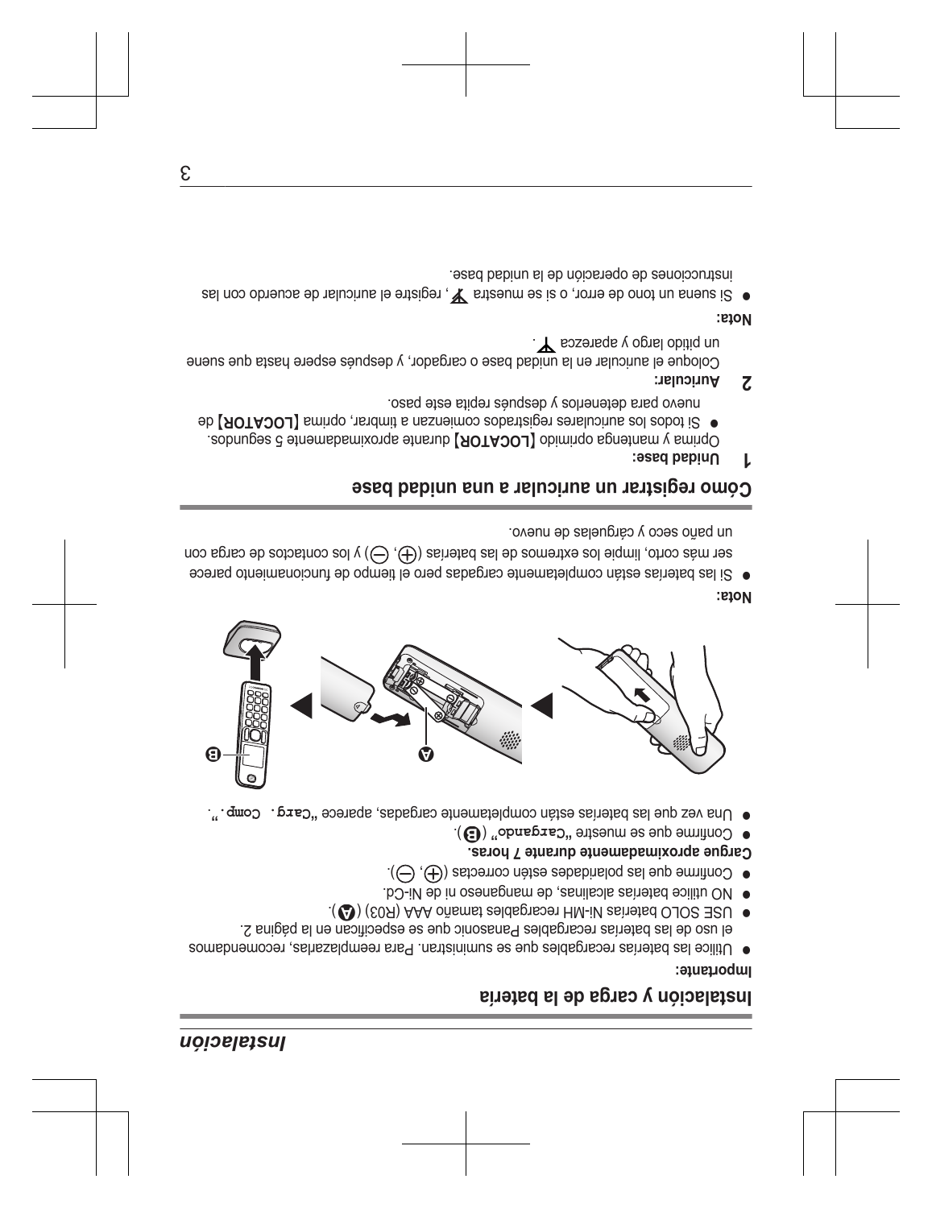## Instalación

### Instalación y carga de la batería

**Importante:**

- Utilice las baterías recargables que se suministran. Para reemplazarlas, recomendamos el uso de las baterías recargables Panasonic que se especifican en la página 2.
- USE SOLO baterías Ni-MH recargables tamaño AAA (R03) (Ⓐ).
- NO utilice baterías alcalinas, de manganeso ni de Ni-Cd.
- Confirme que las polaridades estén correctas (⊕, ⊖).

**Cargue aproximadamente durante 7 horas.**

- Confirme que se muestre "Cargando" (Ⓑ).
- Una vez que las baterías están completamente cargadas, aparece "Carg. Comp.".

**Nota:**

- Si las baterías están completamente cargadas pero el tiempo de funcionamiento parece ser más corto, limpie los extremos de las baterías (⊕, ⊖) y los contactos de carga con un paño seco y cárguelas de nuevo.

### Cómo registrar un auricular a una unidad base

**1 Unidad base:**

Oprima y mantenga oprimido **[LOCATOR]** durante aproximadamente 5 segundos.

- Si todos los auriculares registrados comienzan a timbrar, oprima **[LOCATOR]** de nuevo para detenerlos y después repita este paso.

**2 Auricular:**

Coloque el auricular en la unidad base o cargador, y después espere hasta que suene un pitido largo y aparezca .

**Nota:**

- Si suena un tono de error, o si se muestra , registre el auricular de acuerdo con las instrucciones de operación de la unidad base.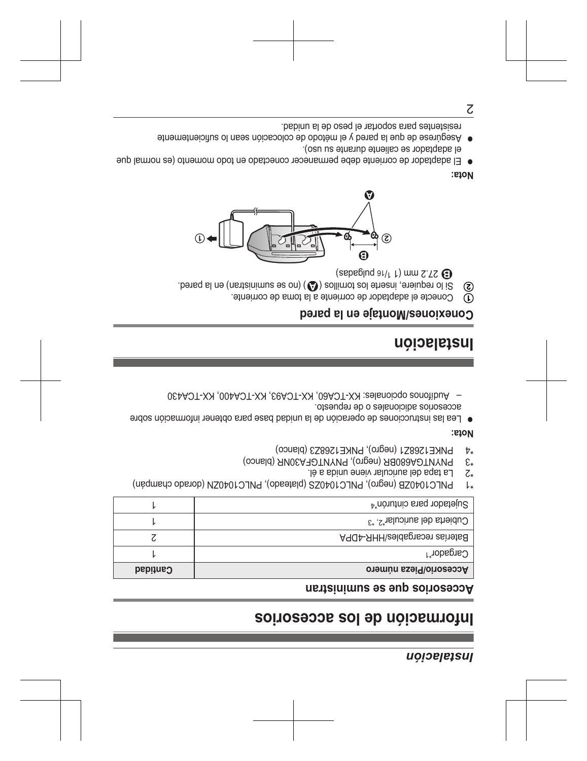*Instalación*

# Información de los accesorios

## Accesorios que se suministran

| Accesorio/Pieza número | Cantidad |
|---|---|
| Cargador[*1] | 1 |
| Baterías recargables/HHR-4DPA | 2 |
| Cubierta del auricular[*2, *3] | 1 |
| Sujetador para cinturón[*4] | 1 |

*1 PNLC1040ZB (negro), PNLC1040ZS (plateado), PNLC1040ZN (dorado champán)
*2 La tapa del auricular viene unida a él.
*3 PNYNTGA680BR (negro), PNYNTGFA30NR (blanco)
*4 PNKE1268Z1 (negro), PNKE1268Z3 (blanco)

**Nota:**
- Lea las instrucciones de operación de la unidad base para obtener información sobre accesorios adicionales o de repuesto.
  – Audífonos opcionales: KX-TCA60, KX-TCA93, KX-TCA400, KX-TCA430

# Instalación

## Conexiones/Montaje en la pared

① Conecte el adaptador de corriente a la toma de corriente.
② Si lo requiere, inserte los tornillos (Ⓐ) (no se suministran) en la pared.
Ⓑ 27.2 mm (1 1/16 pulgadas)

**Nota:**
- El adaptador de corriente debe permanecer conectado en todo momento (es normal que el adaptador se caliente durante su uso).
- Asegúrese de que la pared y el método de colocación sean lo suficientemente resistentes para soportar el peso de la unidad.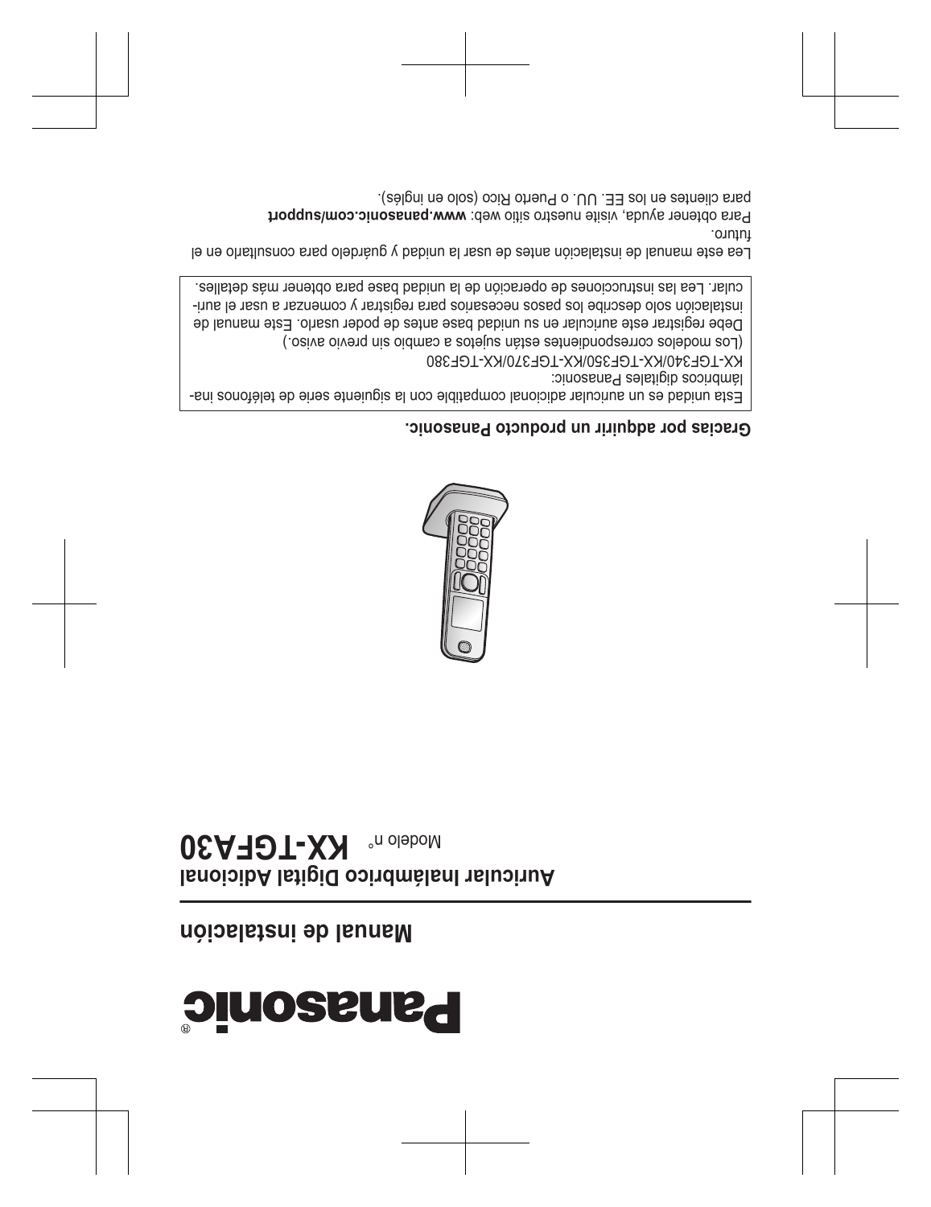Panasonic®

# Manual de instalación

## Auricular Inalámbrico Digital Adicional

Modelo n° **KX-TGFA30**

**Gracias por adquirir un producto Panasonic.**

Esta unidad es un auricular adicional compatible con la siguiente serie de teléfonos inalámbricos digitales Panasonic:
KX-TGF340/KX-TGF350/KX-TGF370/KX-TGF380
(Los modelos correspondientes están sujetos a cambio sin previo aviso.)
Debe registrar este auricular en su unidad base antes de poder usarlo. Este manual de instalación solo describe los pasos necesarios para registrar y comenzar a usar el auricular. Lea las instrucciones de operación de la unidad base para obtener más detalles.

Lea este manual de instalación antes de usar la unidad y guárdelo para consultarlo en el futuro.
Para obtener ayuda, visite nuestro sitio web: **www.panasonic.com/support** para clientes en los EE. UU. o Puerto Rico (solo en inglés).